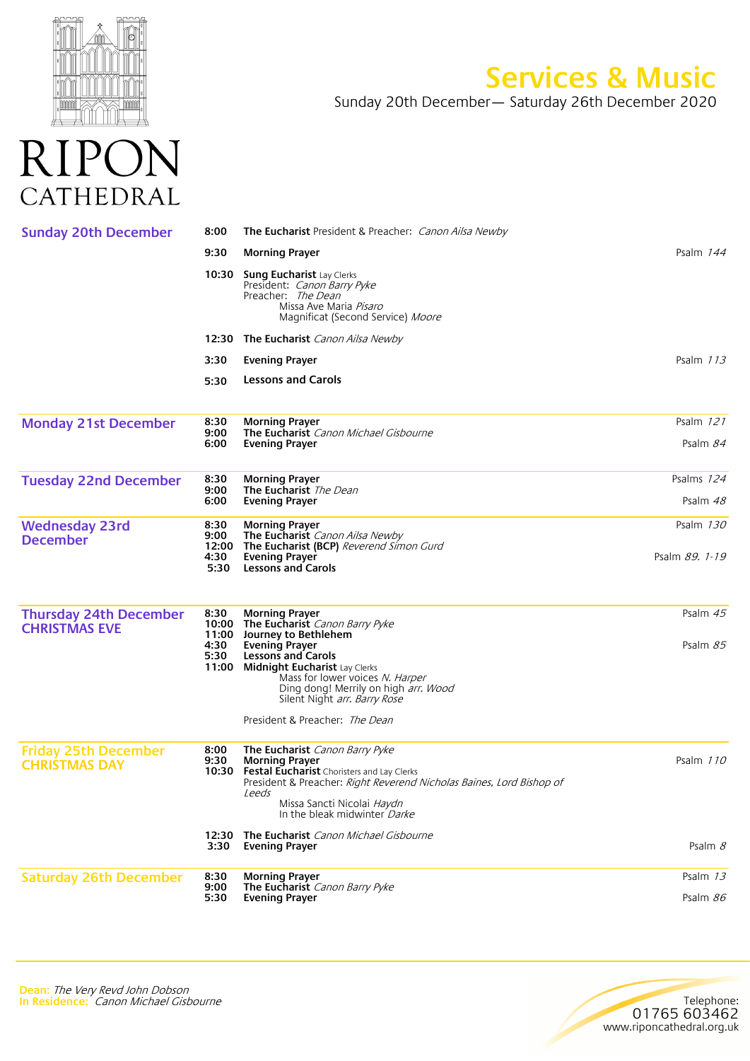# RIPON CATHEDRAL

## Services & Music

Sunday 20th December— Saturday 26th December 2020

### Sunday 20th December

**8:00** **The Eucharist** President & Preacher: *Canon Ailsa Newby*

**9:30** **Morning Prayer** — Psalm *144*

**10:30** **Sung Eucharist** Lay Clerks
President: *Canon Barry Pyke*
Preacher: *The Dean*
Missa Ave Maria *Pisaro*
Magnificat (Second Service) *Moore*

**12:30** **The Eucharist** *Canon Ailsa Newby*

**3:30** **Evening Prayer** — Psalm *113*

**5:30** **Lessons and Carols**

### Monday 21st December

**8:30** **Morning Prayer** — Psalm *121*
**9:00** **The Eucharist** *Canon Michael Gisbourne*
**6:00** **Evening Prayer** — Psalm *84*

### Tuesday 22nd December

**8:30** **Morning Prayer** — Psalms *124*
**9:00** **The Eucharist** *The Dean*
**6:00** **Evening Prayer** — Psalm *48*

### Wednesday 23rd December

**8:30** **Morning Prayer** — Psalm *130*
**9:00** **The Eucharist** *Canon Ailsa Newby*
**12:00** **The Eucharist (BCP)** *Reverend Simon Gurd*
**4:30** **Evening Prayer** — Psalm *89. 1-19*
**5:30** **Lessons and Carols**

### Thursday 24th December CHRISTMAS EVE

**8:30** **Morning Prayer** — Psalm *45*
**10:00** **The Eucharist** *Canon Barry Pyke*
**11:00** **Journey to Bethlehem**
**4:30** **Evening Prayer** — Psalm *85*
**5:30** **Lessons and Carols**
**11:00** **Midnight Eucharist** Lay Clerks
Mass for lower voices *N. Harper*
Ding dong! Merrily on high *arr. Wood*
Silent Night *arr. Barry Rose*

President & Preacher: *The Dean*

### Friday 25th December CHRISTMAS DAY

**8:00** **The Eucharist** *Canon Barry Pyke*
**9:30** **Morning Prayer** — Psalm *110*
**10:30** **Festal Eucharist** Choristers and Lay Clerks
President & Preacher: *Right Reverend Nicholas Baines, Lord Bishop of Leeds*
Missa Sancti Nicolai *Haydn*
In the bleak midwinter *Darke*

**12:30** **The Eucharist** *Canon Michael Gisbourne*
**3:30** **Evening Prayer** — Psalm *8*

### Saturday 26th December

**8:30** **Morning Prayer** — Psalm *13*
**9:00** **The Eucharist** *Canon Barry Pyke*
**5:30** **Evening Prayer** — Psalm *86*

---

**Dean:** *The Very Revd John Dobson*
**In Residence:** *Canon Michael Gisbourne*

Telephone:
01765 603462
www.riponcathedral.org.uk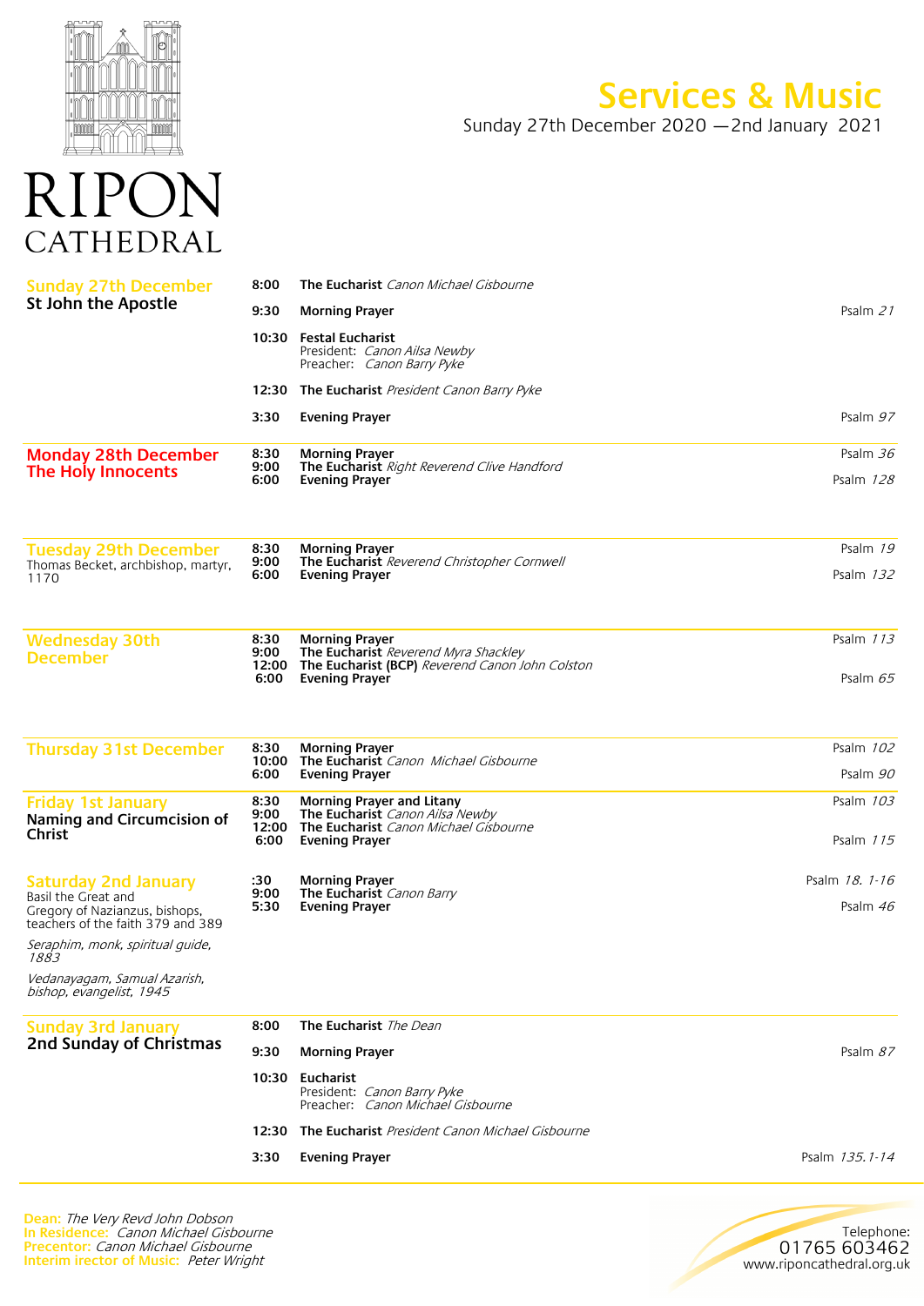RIPON
CATHEDRAL

# Services & Music

Sunday 27th December 2020 —2nd January 2021

| | | | |
|---|---|---|---|
| **Sunday 27th December**<br>**St John the Apostle** | 8:00 | **The Eucharist** *Canon Michael Gisbourne* | |
| | 9:30 | **Morning Prayer** | Psalm *21* |
| | 10:30 | **Festal Eucharist**<br>President: *Canon Ailsa Newby*<br>Preacher: *Canon Barry Pyke* | |
| | 12:30 | **The Eucharist** *President Canon Barry Pyke* | |
| | 3:30 | **Evening Prayer** | Psalm *97* |
| **Monday 28th December**<br>**The Holy Innocents** | 8:30<br>9:00<br>6:00 | **Morning Prayer**<br>**The Eucharist** *Right Reverend Clive Handford*<br>**Evening Prayer** | Psalm *36*<br><br>Psalm *128* |
| **Tuesday 29th December**<br>Thomas Becket, archbishop, martyr, 1170 | 8:30<br>9:00<br>6:00 | **Morning Prayer**<br>**The Eucharist** *Reverend Christopher Cornwell*<br>**Evening Prayer** | Psalm *19*<br><br>Psalm *132* |
| **Wednesday 30th December** | 8:30<br>9:00<br>12:00<br>6:00 | **Morning Prayer**<br>**The Eucharist** *Reverend Myra Shackley*<br>**The Eucharist (BCP)** *Reverend Canon John Colston*<br>**Evening Prayer** | Psalm *113*<br><br><br>Psalm *65* |
| **Thursday 31st December** | 8:30<br>10:00<br>6:00 | **Morning Prayer**<br>**The Eucharist** *Canon Michael Gisbourne*<br>**Evening Prayer** | Psalm *102*<br><br>Psalm *90* |
| **Friday 1st January**<br>**Naming and Circumcision of Christ** | 8:30<br>9:00<br>12:00<br>6:00 | **Morning Prayer and Litany**<br>**The Eucharist** *Canon Ailsa Newby*<br>**The Eucharist** *Canon Michael Gisbourne*<br>**Evening Prayer** | Psalm *103*<br><br><br>Psalm *115* |
| **Saturday 2nd January**<br>Basil the Great and Gregory of Nazianzus, bishops, teachers of the faith 379 and 389<br>*Seraphim, monk, spiritual guide, 1883*<br>*Vedanayagam, Samual Azarish, bishop, evangelist, 1945* | :30<br>9:00<br>5:30 | **Morning Prayer**<br>**The Eucharist** *Canon Barry*<br>**Evening Prayer** | Psalm *18. 1-16*<br><br>Psalm *46* |
| **Sunday 3rd January**<br>**2nd Sunday of Christmas** | 8:00 | **The Eucharist** *The Dean* | |
| | 9:30 | **Morning Prayer** | Psalm *87* |
| | 10:30 | **Eucharist**<br>President: *Canon Barry Pyke*<br>Preacher: *Canon Michael Gisbourne* | |
| | 12:30 | **The Eucharist** *President Canon Michael Gisbourne* | |
| | 3:30 | **Evening Prayer** | Psalm *135.1-14* |

**Dean:** *The Very Revd John Dobson*
**In Residence:** *Canon Michael Gisbourne*
**Precentor:** *Canon Michael Gisbourne*
**Interim irector of Music:** *Peter Wright*

Telephone:
01765 603462
www.riponcathedral.org.uk